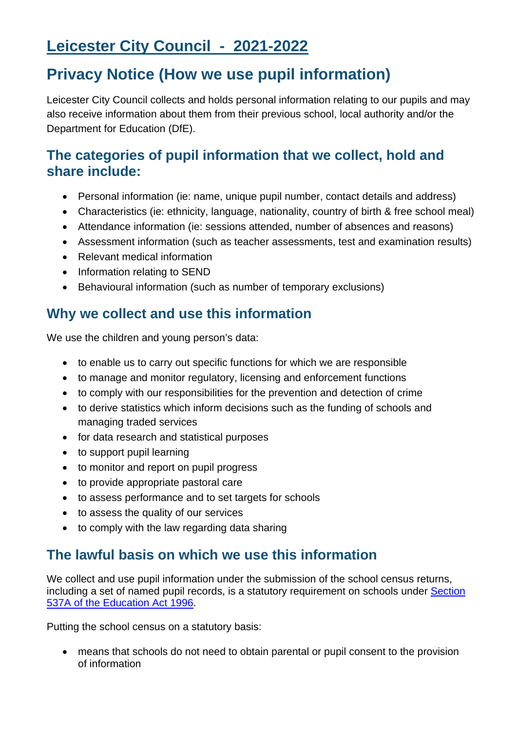# Leicester City Council - 2021-2022

# Privacy Notice (How we use pupil information)

Leicester City Council collects and holds personal information relating to our pupils and may also receive information about them from their previous school, local authority and/or the Department for Education (DfE).

## The categories of pupil information that we collect, hold and share include:

- Personal information (ie: name, unique pupil number, contact details and address)
- Characteristics (ie: ethnicity, language, nationality, country of birth & free school meal)
- Attendance information (ie: sessions attended, number of absences and reasons)
- Assessment information (such as teacher assessments, test and examination results)
- Relevant medical information
- Information relating to SEND
- Behavioural information (such as number of temporary exclusions)

## Why we collect and use this information

We use the children and young person's data:

- to enable us to carry out specific functions for which we are responsible
- to manage and monitor regulatory, licensing and enforcement functions
- to comply with our responsibilities for the prevention and detection of crime
- to derive statistics which inform decisions such as the funding of schools and managing traded services
- for data research and statistical purposes
- to support pupil learning
- to monitor and report on pupil progress
- to provide appropriate pastoral care
- to assess performance and to set targets for schools
- to assess the quality of our services
- to comply with the law regarding data sharing

## The lawful basis on which we use this information

We collect and use pupil information under the submission of the school census returns, including a set of named pupil records, is a statutory requirement on schools under [Section 537A of the Education Act 1996](Section 537A of the Education Act 1996).

Putting the school census on a statutory basis:

- means that schools do not need to obtain parental or pupil consent to the provision of information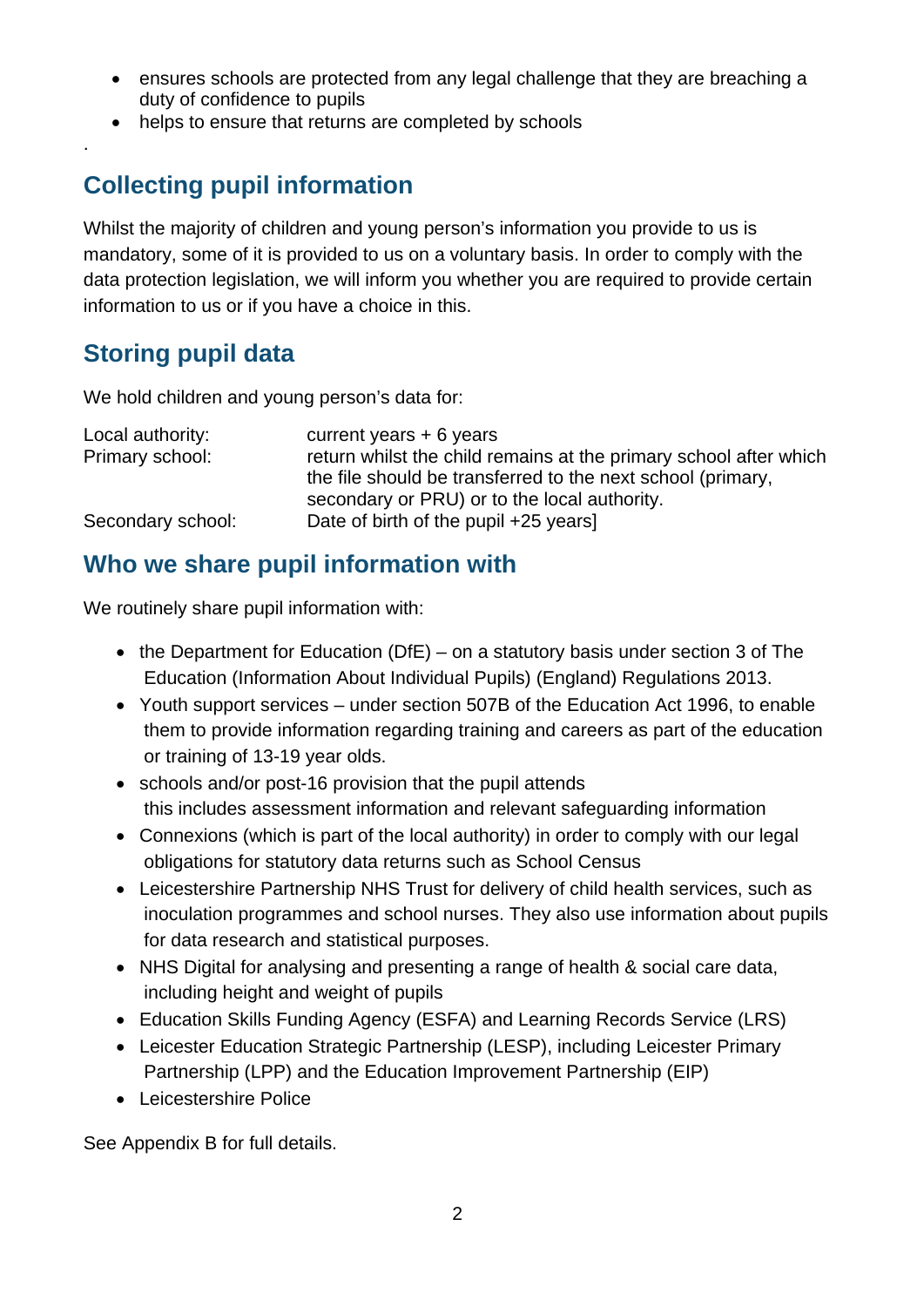- ensures schools are protected from any legal challenge that they are breaching a duty of confidence to pupils
- helps to ensure that returns are completed by schools

.

## Collecting pupil information

Whilst the majority of children and young person's information you provide to us is mandatory, some of it is provided to us on a voluntary basis. In order to comply with the data protection legislation, we will inform you whether you are required to provide certain information to us or if you have a choice in this.

## Storing pupil data

We hold children and young person's data for:

| | |
|---|---|
| Local authority: | current years + 6 years |
| Primary school: | return whilst the child remains at the primary school after which the file should be transferred to the next school (primary, secondary or PRU) or to the local authority. |
| Secondary school: | Date of birth of the pupil +25 years] |

## Who we share pupil information with

We routinely share pupil information with:

- the Department for Education (DfE) – on a statutory basis under section 3 of The Education (Information About Individual Pupils) (England) Regulations 2013.
- Youth support services – under section 507B of the Education Act 1996, to enable them to provide information regarding training and careers as part of the education or training of 13-19 year olds.
- schools and/or post-16 provision that the pupil attends this includes assessment information and relevant safeguarding information
- Connexions (which is part of the local authority) in order to comply with our legal obligations for statutory data returns such as School Census
- Leicestershire Partnership NHS Trust for delivery of child health services, such as inoculation programmes and school nurses. They also use information about pupils for data research and statistical purposes.
- NHS Digital for analysing and presenting a range of health & social care data, including height and weight of pupils
- Education Skills Funding Agency (ESFA) and Learning Records Service (LRS)
- Leicester Education Strategic Partnership (LESP), including Leicester Primary Partnership (LPP) and the Education Improvement Partnership (EIP)
- Leicestershire Police

See Appendix B for full details.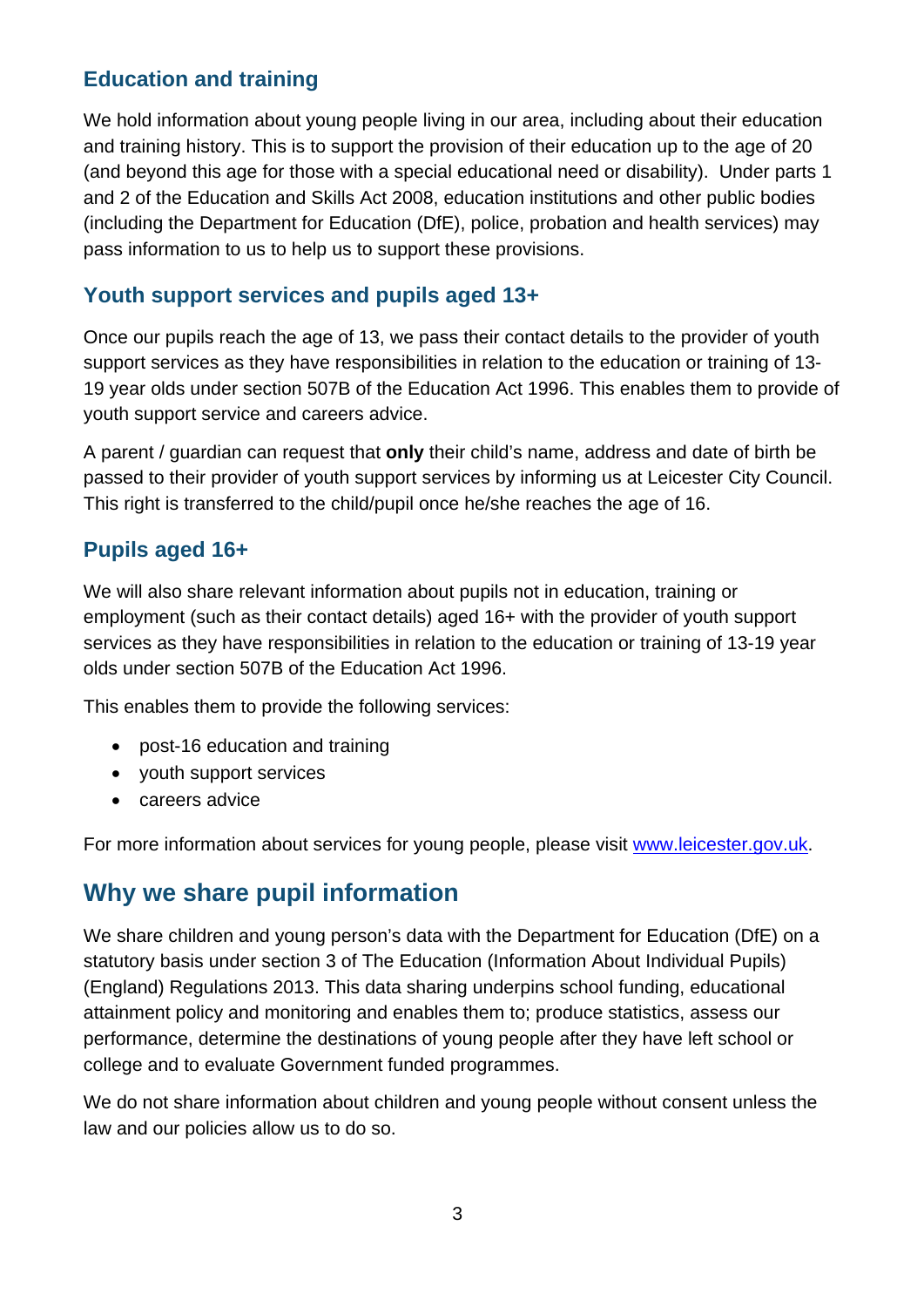### Education and training

We hold information about young people living in our area, including about their education and training history. This is to support the provision of their education up to the age of 20 (and beyond this age for those with a special educational need or disability). Under parts 1 and 2 of the Education and Skills Act 2008, education institutions and other public bodies (including the Department for Education (DfE), police, probation and health services) may pass information to us to help us to support these provisions.

### Youth support services and pupils aged 13+

Once our pupils reach the age of 13, we pass their contact details to the provider of youth support services as they have responsibilities in relation to the education or training of 13-19 year olds under section 507B of the Education Act 1996. This enables them to provide of youth support service and careers advice.

A parent / guardian can request that **only** their child's name, address and date of birth be passed to their provider of youth support services by informing us at Leicester City Council. This right is transferred to the child/pupil once he/she reaches the age of 16.

### Pupils aged 16+

We will also share relevant information about pupils not in education, training or employment (such as their contact details) aged 16+ with the provider of youth support services as they have responsibilities in relation to the education or training of 13-19 year olds under section 507B of the Education Act 1996.

This enables them to provide the following services:

- post-16 education and training
- youth support services
- careers advice

For more information about services for young people, please visit [www.leicester.gov.uk](www.leicester.gov.uk).

## Why we share pupil information

We share children and young person's data with the Department for Education (DfE) on a statutory basis under section 3 of The Education (Information About Individual Pupils) (England) Regulations 2013. This data sharing underpins school funding, educational attainment policy and monitoring and enables them to; produce statistics, assess our performance, determine the destinations of young people after they have left school or college and to evaluate Government funded programmes.

We do not share information about children and young people without consent unless the law and our policies allow us to do so.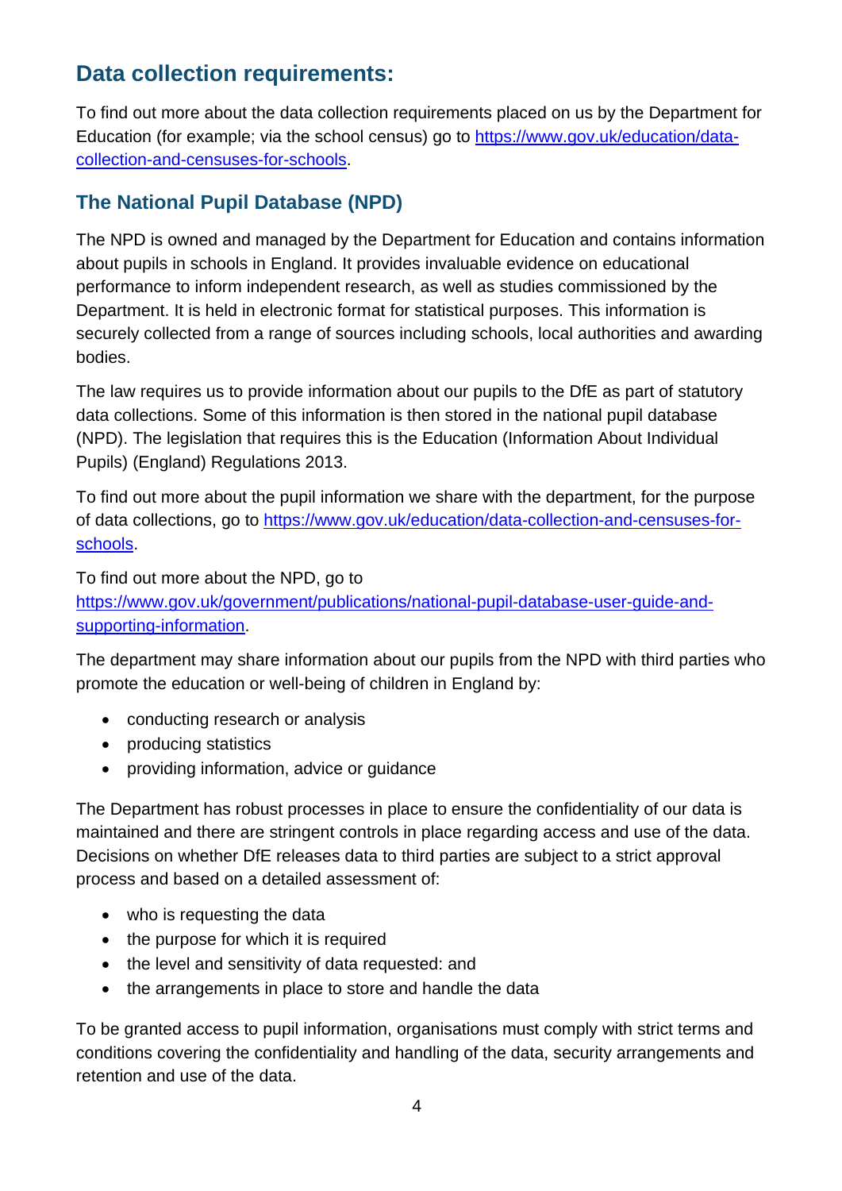## Data collection requirements:

To find out more about the data collection requirements placed on us by the Department for Education (for example; via the school census) go to [https://www.gov.uk/education/data-collection-and-censuses-for-schools](https://www.gov.uk/education/data-collection-and-censuses-for-schools).

### The National Pupil Database (NPD)

The NPD is owned and managed by the Department for Education and contains information about pupils in schools in England. It provides invaluable evidence on educational performance to inform independent research, as well as studies commissioned by the Department. It is held in electronic format for statistical purposes. This information is securely collected from a range of sources including schools, local authorities and awarding bodies.

The law requires us to provide information about our pupils to the DfE as part of statutory data collections. Some of this information is then stored in the national pupil database (NPD). The legislation that requires this is the Education (Information About Individual Pupils) (England) Regulations 2013.

To find out more about the pupil information we share with the department, for the purpose of data collections, go to [https://www.gov.uk/education/data-collection-and-censuses-for-schools](https://www.gov.uk/education/data-collection-and-censuses-for-schools).

To find out more about the NPD, go to [https://www.gov.uk/government/publications/national-pupil-database-user-guide-and-supporting-information](https://www.gov.uk/government/publications/national-pupil-database-user-guide-and-supporting-information).

The department may share information about our pupils from the NPD with third parties who promote the education or well-being of children in England by:

- conducting research or analysis
- producing statistics
- providing information, advice or guidance

The Department has robust processes in place to ensure the confidentiality of our data is maintained and there are stringent controls in place regarding access and use of the data. Decisions on whether DfE releases data to third parties are subject to a strict approval process and based on a detailed assessment of:

- who is requesting the data
- the purpose for which it is required
- the level and sensitivity of data requested: and
- the arrangements in place to store and handle the data

To be granted access to pupil information, organisations must comply with strict terms and conditions covering the confidentiality and handling of the data, security arrangements and retention and use of the data.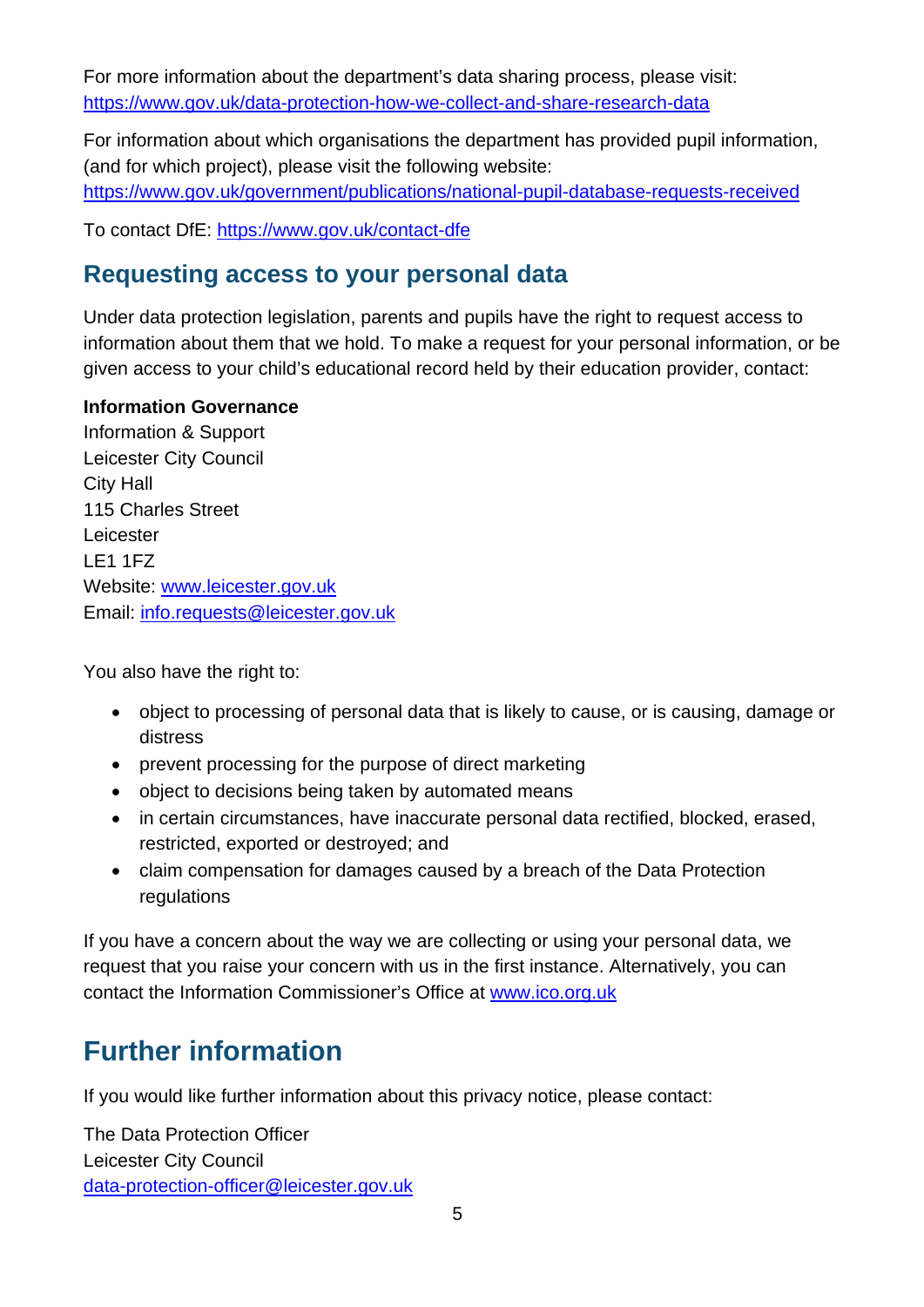For more information about the department's data sharing process, please visit: [https://www.gov.uk/data-protection-how-we-collect-and-share-research-data](https://www.gov.uk/data-protection-how-we-collect-and-share-research-data)

For information about which organisations the department has provided pupil information, (and for which project), please visit the following website: [https://www.gov.uk/government/publications/national-pupil-database-requests-received](https://www.gov.uk/government/publications/national-pupil-database-requests-received)

To contact DfE: [https://www.gov.uk/contact-dfe](https://www.gov.uk/contact-dfe)

## Requesting access to your personal data

Under data protection legislation, parents and pupils have the right to request access to information about them that we hold. To make a request for your personal information, or be given access to your child's educational record held by their education provider, contact:

**Information Governance**
Information & Support
Leicester City Council
City Hall
115 Charles Street
Leicester
LE1 1FZ
Website: [www.leicester.gov.uk](http://www.leicester.gov.uk)
Email: [info.requests@leicester.gov.uk](mailto:info.requests@leicester.gov.uk)

You also have the right to:

- object to processing of personal data that is likely to cause, or is causing, damage or distress
- prevent processing for the purpose of direct marketing
- object to decisions being taken by automated means
- in certain circumstances, have inaccurate personal data rectified, blocked, erased, restricted, exported or destroyed; and
- claim compensation for damages caused by a breach of the Data Protection regulations

If you have a concern about the way we are collecting or using your personal data, we request that you raise your concern with us in the first instance. Alternatively, you can contact the Information Commissioner's Office at [www.ico.org.uk](http://www.ico.org.uk)

# Further information

If you would like further information about this privacy notice, please contact:

The Data Protection Officer
Leicester City Council
[data-protection-officer@leicester.gov.uk](mailto:data-protection-officer@leicester.gov.uk)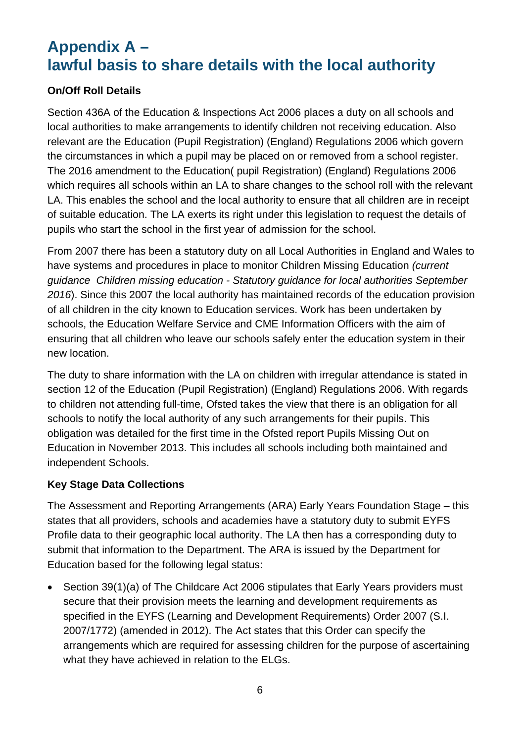# Appendix A – lawful basis to share details with the local authority

**On/Off Roll Details**

Section 436A of the Education & Inspections Act 2006 places a duty on all schools and local authorities to make arrangements to identify children not receiving education. Also relevant are the Education (Pupil Registration) (England) Regulations 2006 which govern the circumstances in which a pupil may be placed on or removed from a school register. The 2016 amendment to the Education( pupil Registration) (England) Regulations 2006 which requires all schools within an LA to share changes to the school roll with the relevant LA. This enables the school and the local authority to ensure that all children are in receipt of suitable education. The LA exerts its right under this legislation to request the details of pupils who start the school in the first year of admission for the school.

From 2007 there has been a statutory duty on all Local Authorities in England and Wales to have systems and procedures in place to monitor Children Missing Education *(current guidance Children missing education - Statutory guidance for local authorities September 2016*). Since this 2007 the local authority has maintained records of the education provision of all children in the city known to Education services. Work has been undertaken by schools, the Education Welfare Service and CME Information Officers with the aim of ensuring that all children who leave our schools safely enter the education system in their new location.

The duty to share information with the LA on children with irregular attendance is stated in section 12 of the Education (Pupil Registration) (England) Regulations 2006. With regards to children not attending full-time, Ofsted takes the view that there is an obligation for all schools to notify the local authority of any such arrangements for their pupils. This obligation was detailed for the first time in the Ofsted report Pupils Missing Out on Education in November 2013. This includes all schools including both maintained and independent Schools.

**Key Stage Data Collections**

The Assessment and Reporting Arrangements (ARA) Early Years Foundation Stage – this states that all providers, schools and academies have a statutory duty to submit EYFS Profile data to their geographic local authority. The LA then has a corresponding duty to submit that information to the Department. The ARA is issued by the Department for Education based for the following legal status:

- Section 39(1)(a) of The Childcare Act 2006 stipulates that Early Years providers must secure that their provision meets the learning and development requirements as specified in the EYFS (Learning and Development Requirements) Order 2007 (S.I. 2007/1772) (amended in 2012). The Act states that this Order can specify the arrangements which are required for assessing children for the purpose of ascertaining what they have achieved in relation to the ELGs.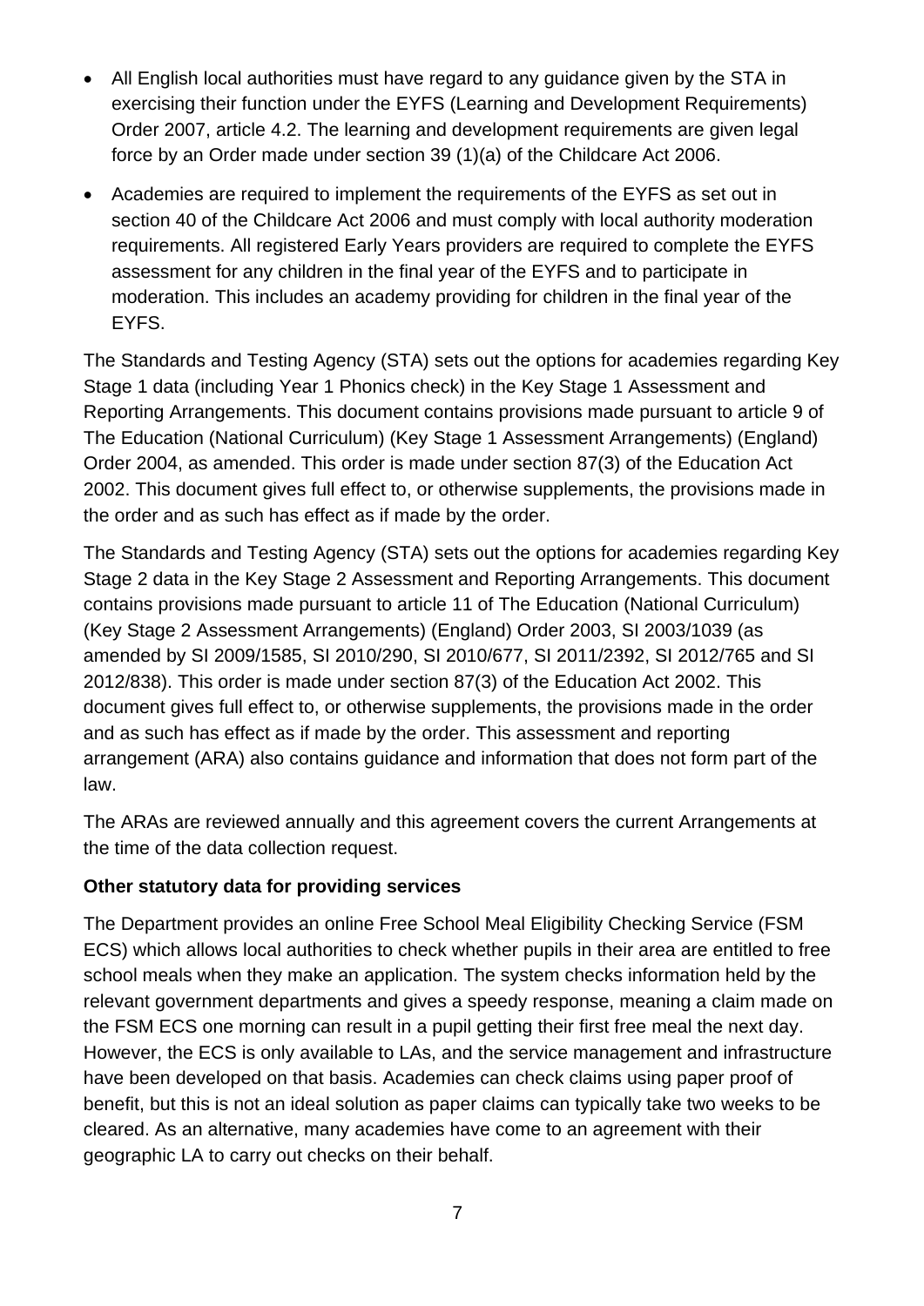- All English local authorities must have regard to any guidance given by the STA in exercising their function under the EYFS (Learning and Development Requirements) Order 2007, article 4.2. The learning and development requirements are given legal force by an Order made under section 39 (1)(a) of the Childcare Act 2006.
- Academies are required to implement the requirements of the EYFS as set out in section 40 of the Childcare Act 2006 and must comply with local authority moderation requirements. All registered Early Years providers are required to complete the EYFS assessment for any children in the final year of the EYFS and to participate in moderation. This includes an academy providing for children in the final year of the EYFS.

The Standards and Testing Agency (STA) sets out the options for academies regarding Key Stage 1 data (including Year 1 Phonics check) in the Key Stage 1 Assessment and Reporting Arrangements. This document contains provisions made pursuant to article 9 of The Education (National Curriculum) (Key Stage 1 Assessment Arrangements) (England) Order 2004, as amended. This order is made under section 87(3) of the Education Act 2002. This document gives full effect to, or otherwise supplements, the provisions made in the order and as such has effect as if made by the order.

The Standards and Testing Agency (STA) sets out the options for academies regarding Key Stage 2 data in the Key Stage 2 Assessment and Reporting Arrangements. This document contains provisions made pursuant to article 11 of The Education (National Curriculum) (Key Stage 2 Assessment Arrangements) (England) Order 2003, SI 2003/1039 (as amended by SI 2009/1585, SI 2010/290, SI 2010/677, SI 2011/2392, SI 2012/765 and SI 2012/838). This order is made under section 87(3) of the Education Act 2002. This document gives full effect to, or otherwise supplements, the provisions made in the order and as such has effect as if made by the order. This assessment and reporting arrangement (ARA) also contains guidance and information that does not form part of the law.

The ARAs are reviewed annually and this agreement covers the current Arrangements at the time of the data collection request.

**Other statutory data for providing services**

The Department provides an online Free School Meal Eligibility Checking Service (FSM ECS) which allows local authorities to check whether pupils in their area are entitled to free school meals when they make an application. The system checks information held by the relevant government departments and gives a speedy response, meaning a claim made on the FSM ECS one morning can result in a pupil getting their first free meal the next day. However, the ECS is only available to LAs, and the service management and infrastructure have been developed on that basis. Academies can check claims using paper proof of benefit, but this is not an ideal solution as paper claims can typically take two weeks to be cleared. As an alternative, many academies have come to an agreement with their geographic LA to carry out checks on their behalf.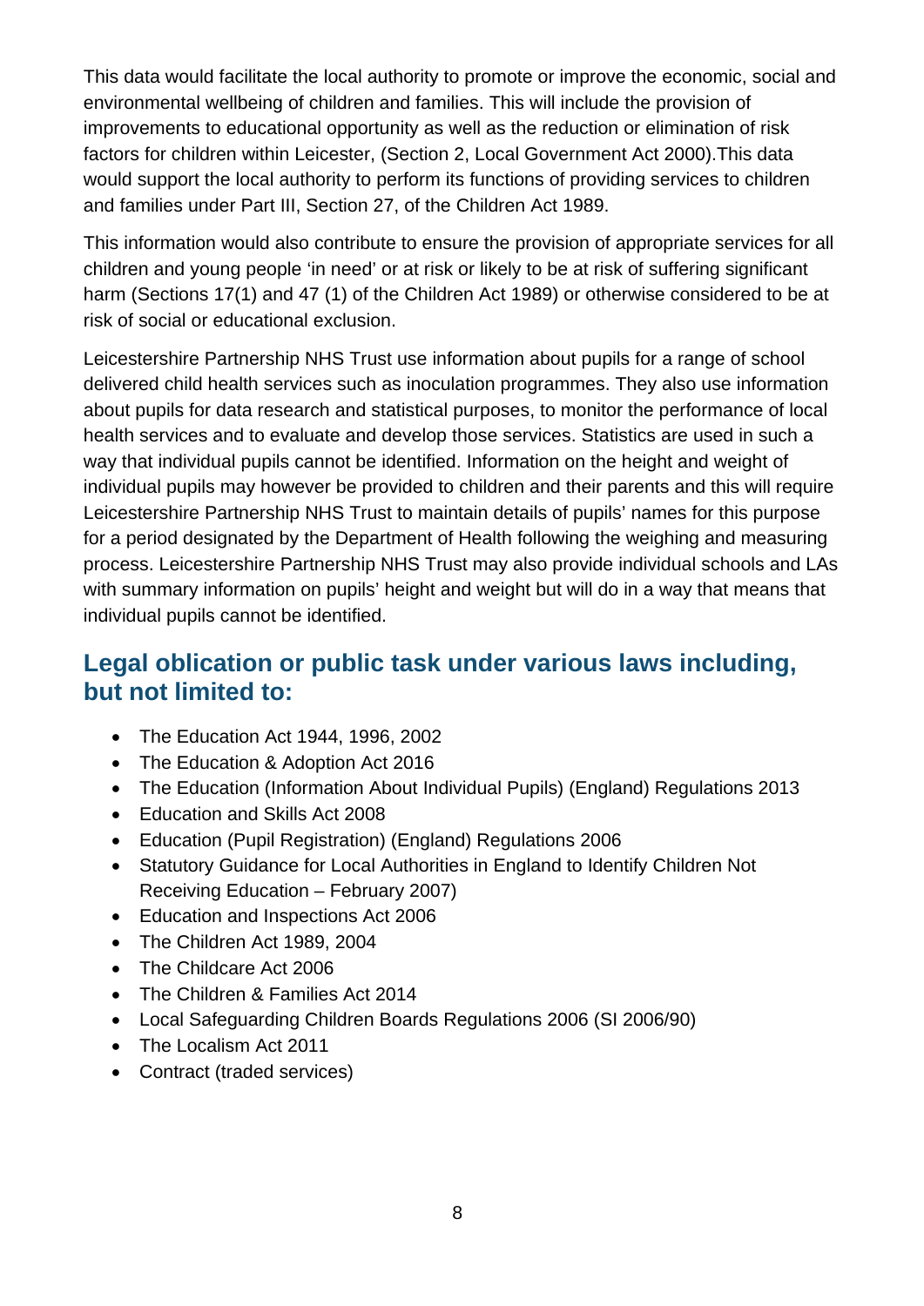This data would facilitate the local authority to promote or improve the economic, social and environmental wellbeing of children and families. This will include the provision of improvements to educational opportunity as well as the reduction or elimination of risk factors for children within Leicester, (Section 2, Local Government Act 2000).This data would support the local authority to perform its functions of providing services to children and families under Part III, Section 27, of the Children Act 1989.

This information would also contribute to ensure the provision of appropriate services for all children and young people 'in need' or at risk or likely to be at risk of suffering significant harm (Sections 17(1) and 47 (1) of the Children Act 1989) or otherwise considered to be at risk of social or educational exclusion.

Leicestershire Partnership NHS Trust use information about pupils for a range of school delivered child health services such as inoculation programmes. They also use information about pupils for data research and statistical purposes, to monitor the performance of local health services and to evaluate and develop those services. Statistics are used in such a way that individual pupils cannot be identified. Information on the height and weight of individual pupils may however be provided to children and their parents and this will require Leicestershire Partnership NHS Trust to maintain details of pupils' names for this purpose for a period designated by the Department of Health following the weighing and measuring process. Leicestershire Partnership NHS Trust may also provide individual schools and LAs with summary information on pupils' height and weight but will do in a way that means that individual pupils cannot be identified.

## Legal oblication or public task under various laws including, but not limited to:

- The Education Act 1944, 1996, 2002
- The Education & Adoption Act 2016
- The Education (Information About Individual Pupils) (England) Regulations 2013
- Education and Skills Act 2008
- Education (Pupil Registration) (England) Regulations 2006
- Statutory Guidance for Local Authorities in England to Identify Children Not Receiving Education – February 2007)
- Education and Inspections Act 2006
- The Children Act 1989, 2004
- The Childcare Act 2006
- The Children & Families Act 2014
- Local Safeguarding Children Boards Regulations 2006 (SI 2006/90)
- The Localism Act 2011
- Contract (traded services)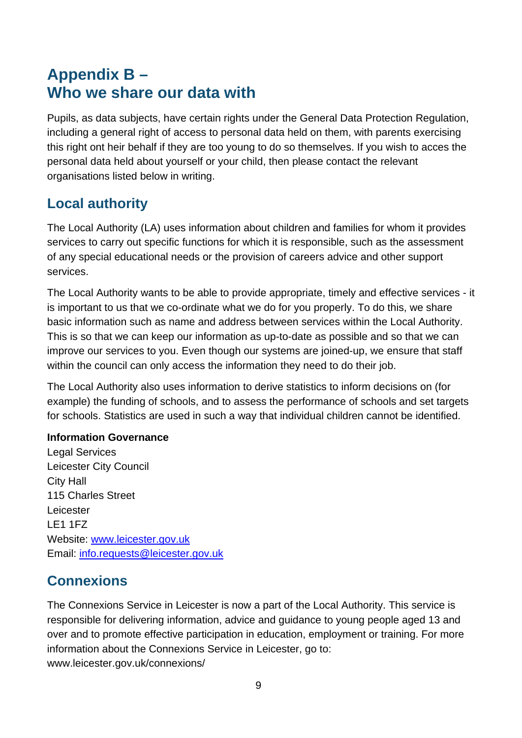# Appendix B – Who we share our data with

Pupils, as data subjects, have certain rights under the General Data Protection Regulation, including a general right of access to personal data held on them, with parents exercising this right ont heir behalf if they are too young to do so themselves. If you wish to acces the personal data held about yourself or your child, then please contact the relevant organisations listed below in writing.

## Local authority

The Local Authority (LA) uses information about children and families for whom it provides services to carry out specific functions for which it is responsible, such as the assessment of any special educational needs or the provision of careers advice and other support services.

The Local Authority wants to be able to provide appropriate, timely and effective services - it is important to us that we co-ordinate what we do for you properly. To do this, we share basic information such as name and address between services within the Local Authority. This is so that we can keep our information as up-to-date as possible and so that we can improve our services to you. Even though our systems are joined-up, we ensure that staff within the council can only access the information they need to do their job.

The Local Authority also uses information to derive statistics to inform decisions on (for example) the funding of schools, and to assess the performance of schools and set targets for schools. Statistics are used in such a way that individual children cannot be identified.

**Information Governance**
Legal Services
Leicester City Council
City Hall
115 Charles Street
Leicester
LE1 1FZ
Website: [www.leicester.gov.uk](http://www.leicester.gov.uk)
Email: [info.requests@leicester.gov.uk](mailto:info.requests@leicester.gov.uk)

## Connexions

The Connexions Service in Leicester is now a part of the Local Authority. This service is responsible for delivering information, advice and guidance to young people aged 13 and over and to promote effective participation in education, employment or training. For more information about the Connexions Service in Leicester, go to:
www.leicester.gov.uk/connexions/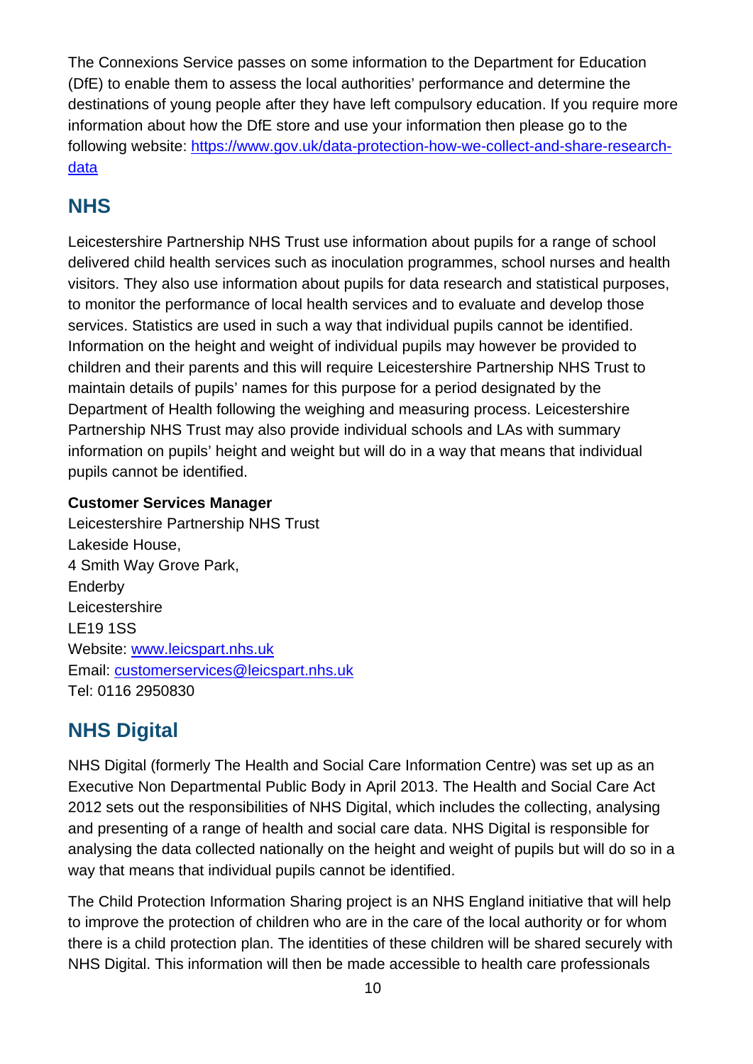The Connexions Service passes on some information to the Department for Education (DfE) to enable them to assess the local authorities' performance and determine the destinations of young people after they have left compulsory education. If you require more information about how the DfE store and use your information then please go to the following website: [https://www.gov.uk/data-protection-how-we-collect-and-share-research-data](https://www.gov.uk/data-protection-how-we-collect-and-share-research-data)

## NHS

Leicestershire Partnership NHS Trust use information about pupils for a range of school delivered child health services such as inoculation programmes, school nurses and health visitors. They also use information about pupils for data research and statistical purposes, to monitor the performance of local health services and to evaluate and develop those services. Statistics are used in such a way that individual pupils cannot be identified. Information on the height and weight of individual pupils may however be provided to children and their parents and this will require Leicestershire Partnership NHS Trust to maintain details of pupils' names for this purpose for a period designated by the Department of Health following the weighing and measuring process. Leicestershire Partnership NHS Trust may also provide individual schools and LAs with summary information on pupils' height and weight but will do in a way that means that individual pupils cannot be identified.

**Customer Services Manager**
Leicestershire Partnership NHS Trust
Lakeside House,
4 Smith Way Grove Park,
Enderby
Leicestershire
LE19 1SS
Website: [www.leicspart.nhs.uk](http://www.leicspart.nhs.uk)
Email: [customerservices@leicspart.nhs.uk](mailto:customerservices@leicspart.nhs.uk)
Tel: 0116 2950830

## NHS Digital

NHS Digital (formerly The Health and Social Care Information Centre) was set up as an Executive Non Departmental Public Body in April 2013. The Health and Social Care Act 2012 sets out the responsibilities of NHS Digital, which includes the collecting, analysing and presenting of a range of health and social care data. NHS Digital is responsible for analysing the data collected nationally on the height and weight of pupils but will do so in a way that means that individual pupils cannot be identified.

The Child Protection Information Sharing project is an NHS England initiative that will help to improve the protection of children who are in the care of the local authority or for whom there is a child protection plan. The identities of these children will be shared securely with NHS Digital. This information will then be made accessible to health care professionals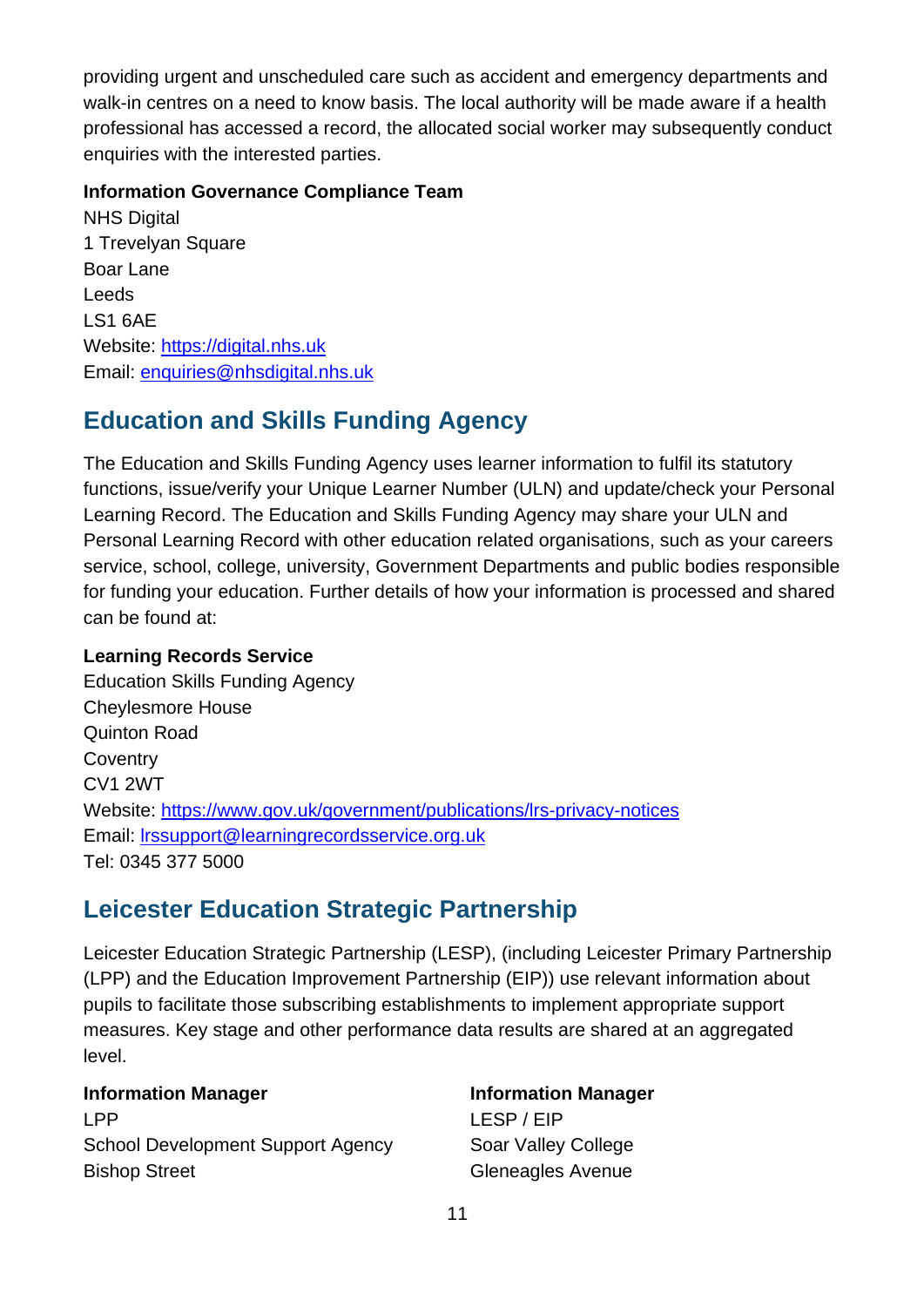providing urgent and unscheduled care such as accident and emergency departments and walk-in centres on a need to know basis. The local authority will be made aware if a health professional has accessed a record, the allocated social worker may subsequently conduct enquiries with the interested parties.

**Information Governance Compliance Team**
NHS Digital
1 Trevelyan Square
Boar Lane
Leeds
LS1 6AE
Website: https://digital.nhs.uk
Email: enquiries@nhsdigital.nhs.uk

## Education and Skills Funding Agency

The Education and Skills Funding Agency uses learner information to fulfil its statutory functions, issue/verify your Unique Learner Number (ULN) and update/check your Personal Learning Record. The Education and Skills Funding Agency may share your ULN and Personal Learning Record with other education related organisations, such as your careers service, school, college, university, Government Departments and public bodies responsible for funding your education. Further details of how your information is processed and shared can be found at:

**Learning Records Service**
Education Skills Funding Agency
Cheylesmore House
Quinton Road
Coventry
CV1 2WT
Website: https://www.gov.uk/government/publications/lrs-privacy-notices
Email: lrssupport@learningrecordsservice.org.uk
Tel: 0345 377 5000

## Leicester Education Strategic Partnership

Leicester Education Strategic Partnership (LESP), (including Leicester Primary Partnership (LPP) and the Education Improvement Partnership (EIP)) use relevant information about pupils to facilitate those subscribing establishments to implement appropriate support measures. Key stage and other performance data results are shared at an aggregated level.

**Information Manager**
LPP
School Development Support Agency
Bishop Street

**Information Manager**
LESP / EIP
Soar Valley College
Gleneagles Avenue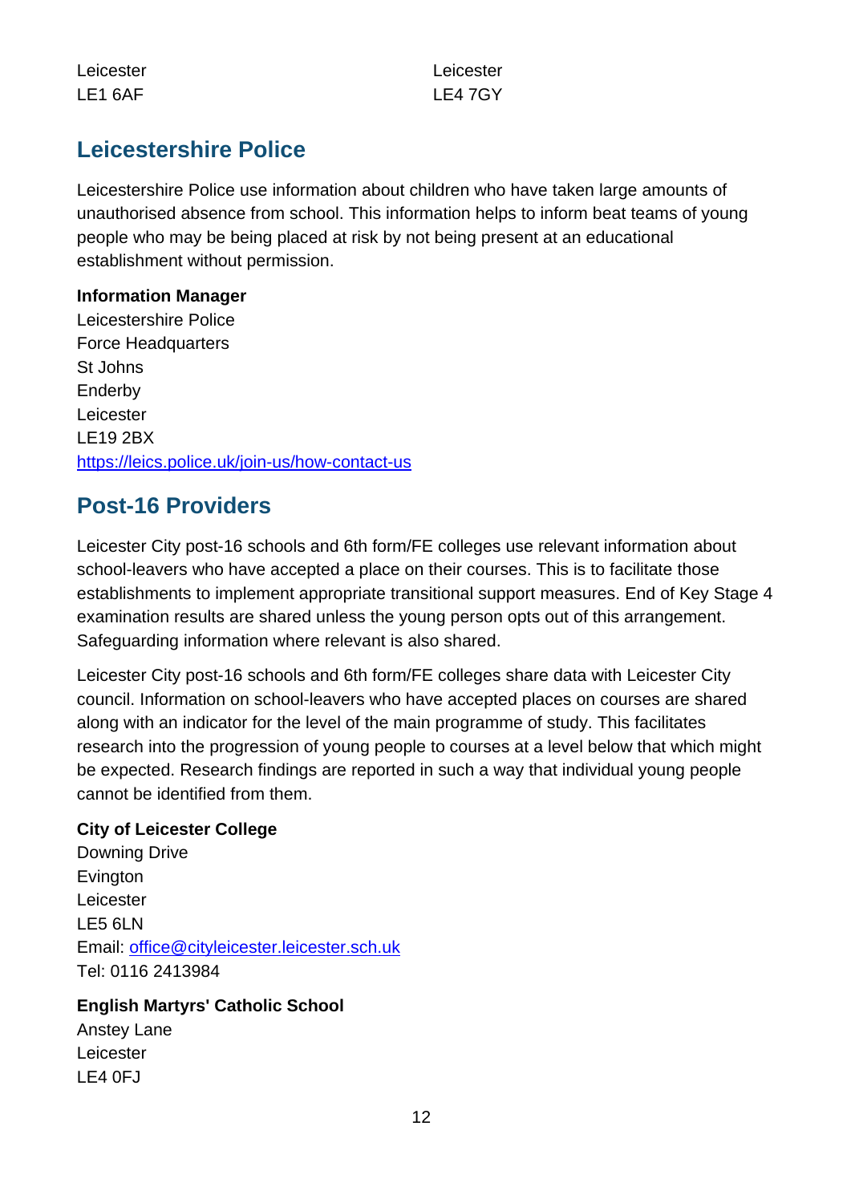Leicester
LE1 6AF

Leicester
LE4 7GY

## Leicestershire Police

Leicestershire Police use information about children who have taken large amounts of unauthorised absence from school. This information helps to inform beat teams of young people who may be being placed at risk by not being present at an educational establishment without permission.

**Information Manager**
Leicestershire Police
Force Headquarters
St Johns
Enderby
Leicester
LE19 2BX
[https://leics.police.uk/join-us/how-contact-us](https://leics.police.uk/join-us/how-contact-us)

## Post-16 Providers

Leicester City post-16 schools and 6th form/FE colleges use relevant information about school-leavers who have accepted a place on their courses. This is to facilitate those establishments to implement appropriate transitional support measures. End of Key Stage 4 examination results are shared unless the young person opts out of this arrangement. Safeguarding information where relevant is also shared.

Leicester City post-16 schools and 6th form/FE colleges share data with Leicester City council. Information on school-leavers who have accepted places on courses are shared along with an indicator for the level of the main programme of study. This facilitates research into the progression of young people to courses at a level below that which might be expected. Research findings are reported in such a way that individual young people cannot be identified from them.

**City of Leicester College**
Downing Drive
Evington
Leicester
LE5 6LN
Email: [office@cityleicester.leicester.sch.uk](mailto:office@cityleicester.leicester.sch.uk)
Tel: 0116 2413984

**English Martyrs' Catholic School**
Anstey Lane
Leicester
LE4 0FJ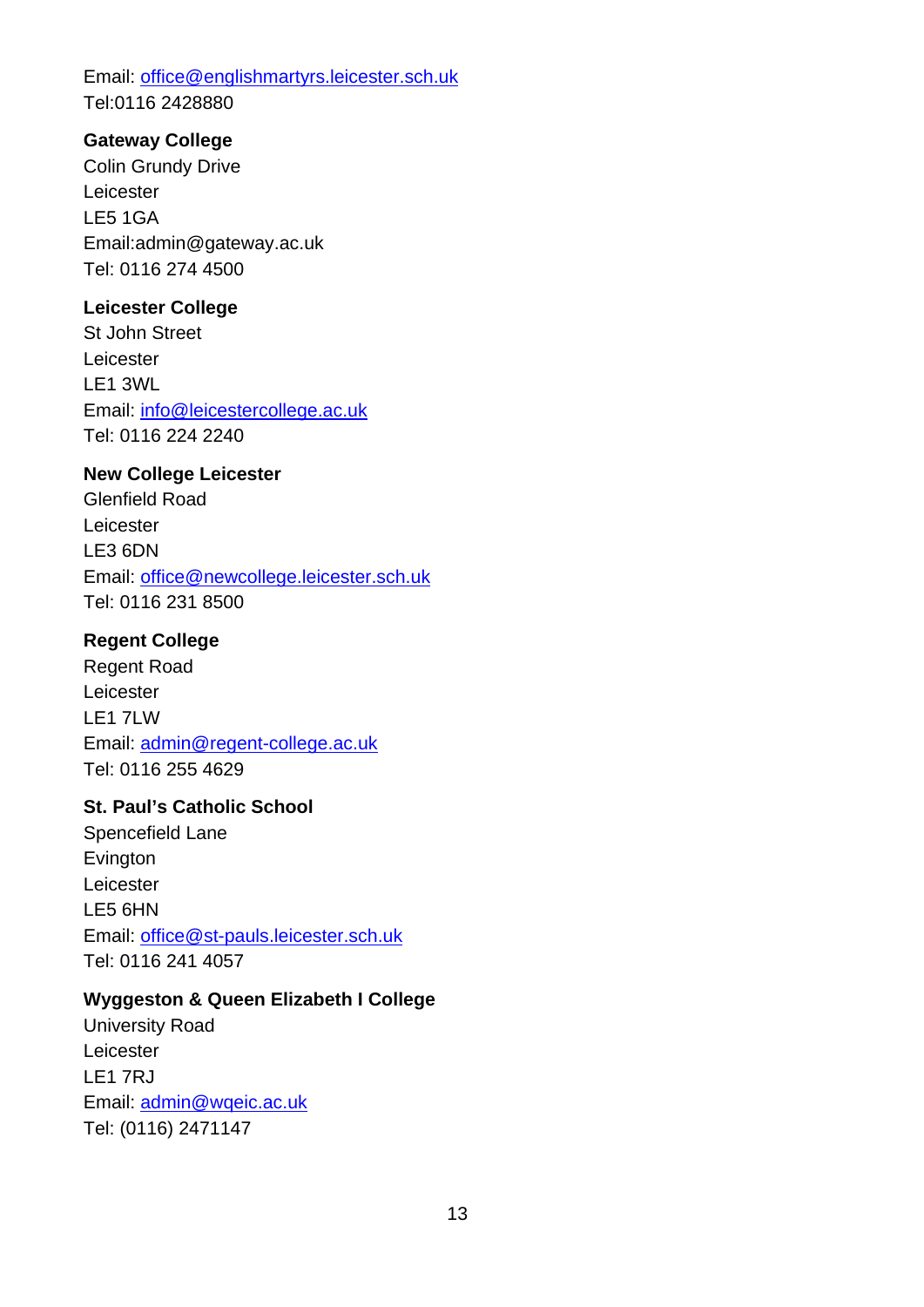Email: office@englishmartyrs.leicester.sch.uk
Tel:0116 2428880

**Gateway College**
Colin Grundy Drive
Leicester
LE5 1GA
Email:admin@gateway.ac.uk
Tel: 0116 274 4500

**Leicester College**
St John Street
Leicester
LE1 3WL
Email: info@leicestercollege.ac.uk
Tel: 0116 224 2240

**New College Leicester**
Glenfield Road
Leicester
LE3 6DN
Email: office@newcollege.leicester.sch.uk
Tel: 0116 231 8500

**Regent College**
Regent Road
Leicester
LE1 7LW
Email: admin@regent-college.ac.uk
Tel: 0116 255 4629

**St. Paul's Catholic School**
Spencefield Lane
Evington
Leicester
LE5 6HN
Email: office@st-pauls.leicester.sch.uk
Tel: 0116 241 4057

**Wyggeston & Queen Elizabeth I College**
University Road
Leicester
LE1 7RJ
Email: admin@wqeic.ac.uk
Tel: (0116) 2471147